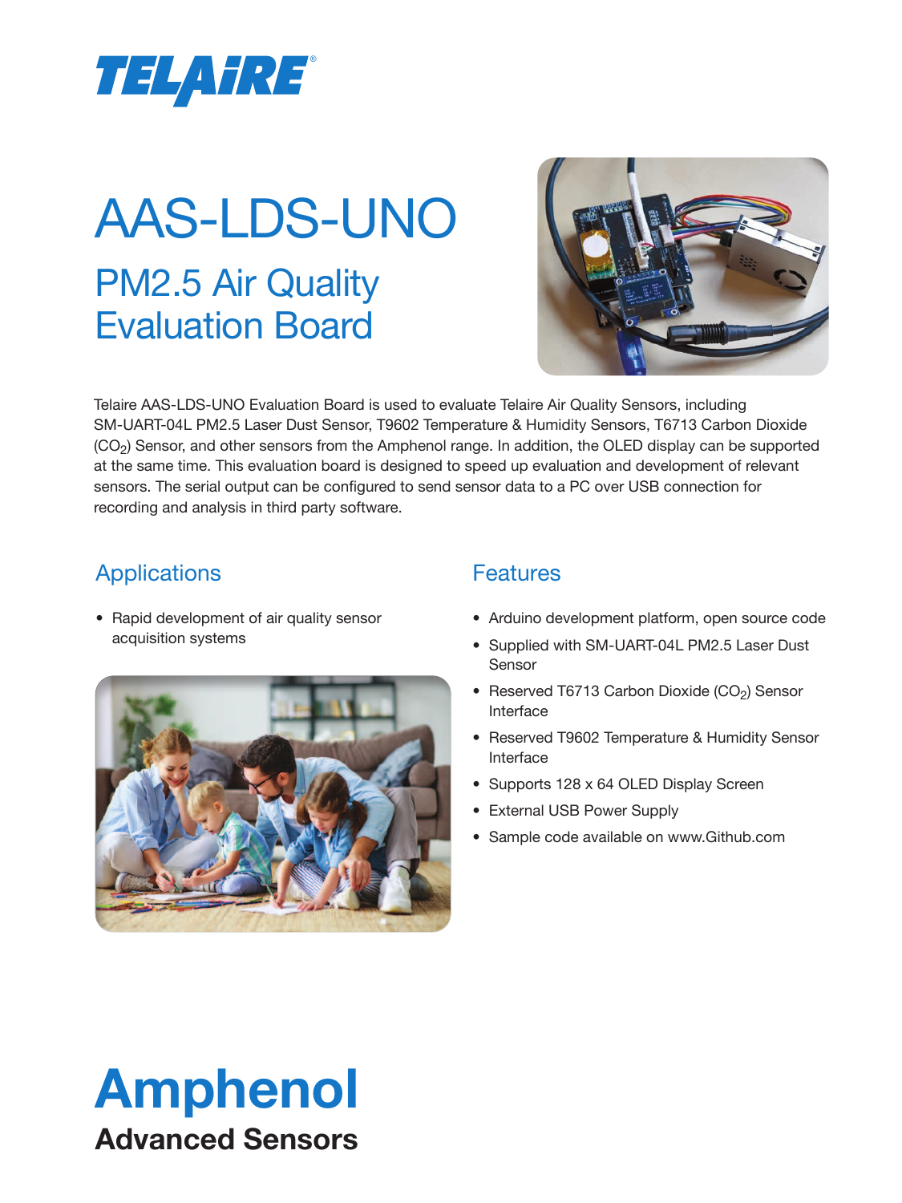# TELAIRE®

# AAS-LDS-UNO

## PM2.5 Air Quality Evaluation Board

Telaire AAS-LDS-UNO Evaluation Board is used to evaluate Telaire Air Quality Sensors, including SM-UART-04L PM2.5 Laser Dust Sensor, T9602 Temperature & Humidity Sensors, T6713 Carbon Dioxide ($CO_2$) Sensor, and other sensors from the Amphenol range. In addition, the OLED display can be supported at the same time. This evaluation board is designed to speed up evaluation and development of relevant sensors. The serial output can be configured to send sensor data to a PC over USB connection for recording and analysis in third party software.

### Applications

- Rapid development of air quality sensor acquisition systems

### Features

- Arduino development platform, open source code
- Supplied with SM-UART-04L PM2.5 Laser Dust Sensor
- Reserved T6713 Carbon Dioxide ($CO_2$) Sensor Interface
- Reserved T9602 Temperature & Humidity Sensor Interface
- Supports 128 x 64 OLED Display Screen
- External USB Power Supply
- Sample code available on www.Github.com

**Amphenol**

**Advanced Sensors**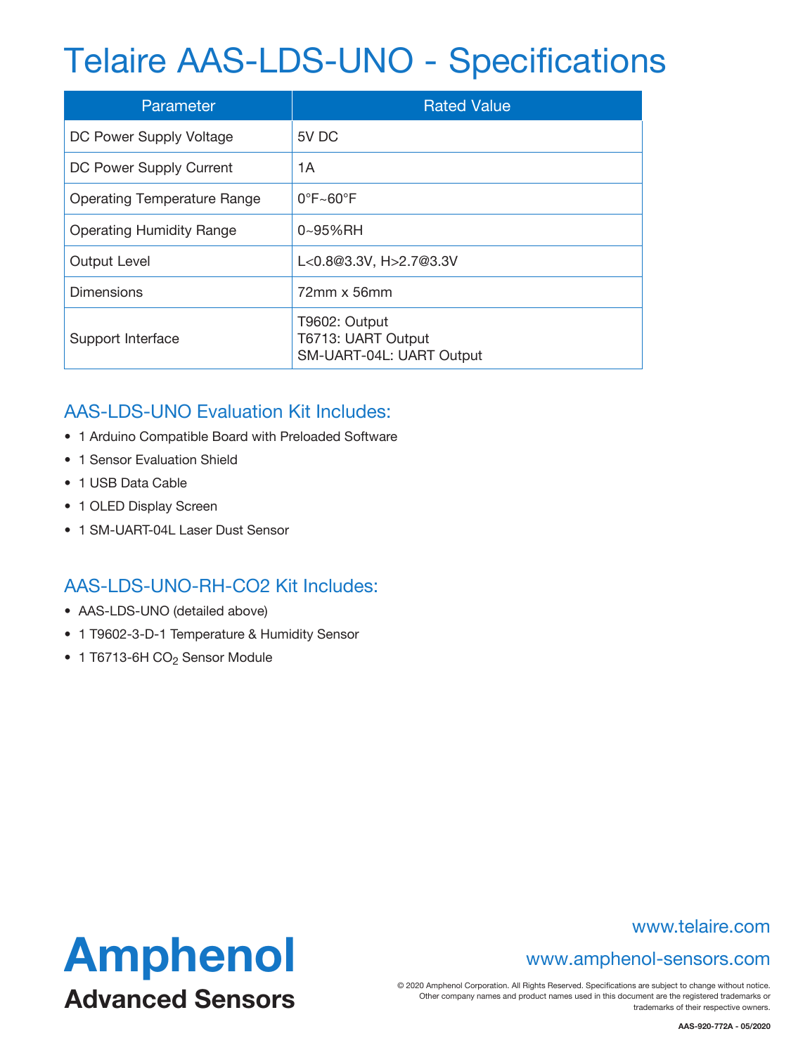# Telaire AAS-LDS-UNO - Specifications

| Parameter | Rated Value |
|---|---|
| DC Power Supply Voltage | 5V DC |
| DC Power Supply Current | 1A |
| Operating Temperature Range | 0°F~60°F |
| Operating Humidity Range | 0~95%RH |
| Output Level | L<0.8@3.3V, H>2.7@3.3V |
| Dimensions | 72mm x 56mm |
| Support Interface | T9602: Output<br>T6713: UART Output<br>SM-UART-04L: UART Output |

## AAS-LDS-UNO Evaluation Kit Includes:

- 1 Arduino Compatible Board with Preloaded Software
- 1 Sensor Evaluation Shield
- 1 USB Data Cable
- 1 OLED Display Screen
- 1 SM-UART-04L Laser Dust Sensor

## AAS-LDS-UNO-RH-CO2 Kit Includes:

- AAS-LDS-UNO (detailed above)
- 1 T9602-3-D-1 Temperature & Humidity Sensor
- 1 T6713-6H $CO_2$ Sensor Module

**Amphenol**

**Advanced Sensors**

www.telaire.com

www.amphenol-sensors.com

© 2020 Amphenol Corporation. All Rights Reserved. Specifications are subject to change without notice. Other company names and product names used in this document are the registered trademarks or trademarks of their respective owners.

AAS-920-772A - 05/2020